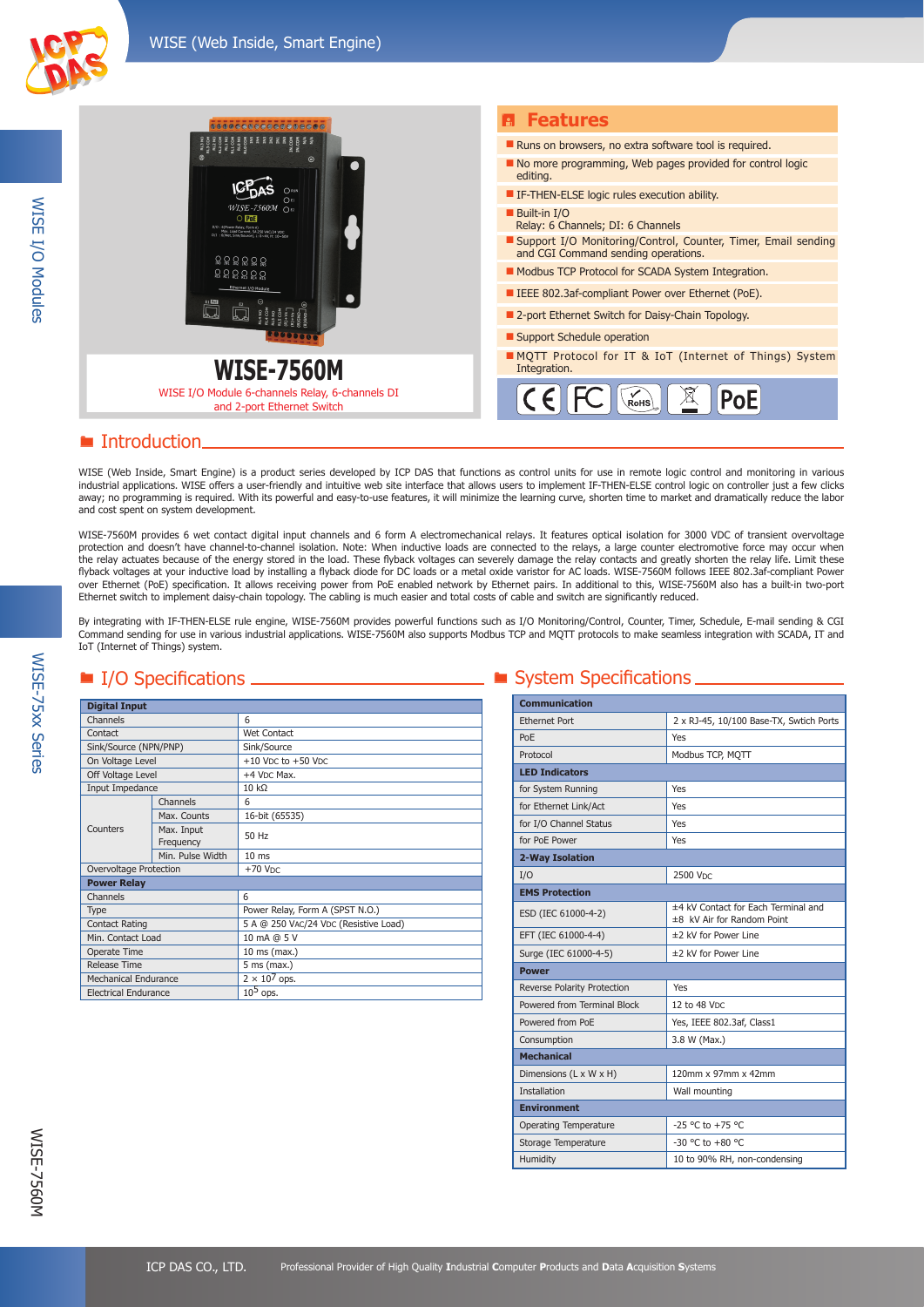# WISE-7560M

WISE I/O Module 6-channels Relay, 6-channels DI and 2-port Ethernet Switch

## Features

- Runs on browsers, no extra software tool is required.
- No more programming, Web pages provided for control logic editing.
- IF-THEN-ELSE logic rules execution ability.
- Built-in I/O
  Relay: 6 Channels; DI: 6 Channels
- Support I/O Monitoring/Control, Counter, Timer, Email sending and CGI Command sending operations.
- Modbus TCP Protocol for SCADA System Integration.
- IEEE 802.3af-compliant Power over Ethernet (PoE).
- 2-port Ethernet Switch for Daisy-Chain Topology.
- Support Schedule operation
- MQTT Protocol for IT & IoT (Internet of Things) System Integration.

## Introduction

WISE (Web Inside, Smart Engine) is a product series developed by ICP DAS that functions as control units for use in remote logic control and monitoring in various industrial applications. WISE offers a user-friendly and intuitive web site interface that allows users to implement IF-THEN-ELSE control logic on controller just a few clicks away; no programming is required. With its powerful and easy-to-use features, it will minimize the learning curve, shorten time to market and dramatically reduce the labor and cost spent on system development.

WISE-7560M provides 6 wet contact digital input channels and 6 form A electromechanical relays. It features optical isolation for 3000 VDC of transient overvoltage protection and doesn't have channel-to-channel isolation. Note: When inductive loads are connected to the relays, a large counter electromotive force may occur when the relay actuates because of the energy stored in the load. These flyback voltages can severely damage the relay contacts and greatly shorten the relay life. Limit these flyback voltages at your inductive load by installing a flyback diode for DC loads or a metal oxide varistor for AC loads. WISE-7560M follows IEEE 802.3af-compliant Power over Ethernet (PoE) specification. It allows receiving power from PoE enabled network by Ethernet pairs. In additional to this, WISE-7560M also has a built-in two-port Ethernet switch to implement daisy-chain topology. The cabling is much easier and total costs of cable and switch are significantly reduced.

By integrating with IF-THEN-ELSE rule engine, WISE-7560M provides powerful functions such as I/O Monitoring/Control, Counter, Timer, Schedule, E-mail sending & CGI Command sending for use in various industrial applications. WISE-7560M also supports Modbus TCP and MQTT protocols to make seamless integration with SCADA, IT and IoT (Internet of Things) system.

## I/O Specifications

| | | |
|---|---|---|
| **Digital Input** | | |
| Channels | | 6 |
| Contact | | Wet Contact |
| Sink/Source (NPN/PNP) | | Sink/Source |
| On Voltage Level | | +10 VDC to +50 VDC |
| Off Voltage Level | | +4 VDC Max. |
| Input Impedance | | 10 kΩ |
| Counters | Channels | 6 |
| | Max. Counts | 16-bit (65535) |
| | Max. Input Frequency | 50 Hz |
| | Min. Pulse Width | 10 ms |
| Overvoltage Protection | | +70 VDC |
| **Power Relay** | | |
| Channels | | 6 |
| Type | | Power Relay, Form A (SPST N.O.) |
| Contact Rating | | 5 A @ 250 VAC/24 VDC (Resistive Load) |
| Min. Contact Load | | 10 mA @ 5 V |
| Operate Time | | 10 ms (max.) |
| Release Time | | 5 ms (max.) |
| Mechanical Endurance | | $2 \times 10^7$ ops. |
| Electrical Endurance | | $10^5$ ops. |

## System Specifications

| | |
|---|---|
| **Communication** | |
| Ethernet Port | 2 x RJ-45, 10/100 Base-TX, Swtich Ports |
| PoE | Yes |
| Protocol | Modbus TCP, MQTT |
| **LED Indicators** | |
| for System Running | Yes |
| for Ethernet Link/Act | Yes |
| for I/O Channel Status | Yes |
| for PoE Power | Yes |
| **2-Way Isolation** | |
| I/O | 2500 VDC |
| **EMS Protection** | |
| ESD (IEC 61000-4-2) | ±4 kV Contact for Each Terminal and ±8 kV Air for Random Point |
| EFT (IEC 61000-4-4) | ±2 kV for Power Line |
| Surge (IEC 61000-4-5) | ±2 kV for Power Line |
| **Power** | |
| Reverse Polarity Protection | Yes |
| Powered from Terminal Block | 12 to 48 VDC |
| Powered from PoE | Yes, IEEE 802.3af, Class1 |
| Consumption | 3.8 W (Max.) |
| **Mechanical** | |
| Dimensions (L x W x H) | 120mm x 97mm x 42mm |
| Installation | Wall mounting |
| **Environment** | |
| Operating Temperature | -25 °C to +75 °C |
| Storage Temperature | -30 °C to +80 °C |
| Humidity | 10 to 90% RH, non-condensing |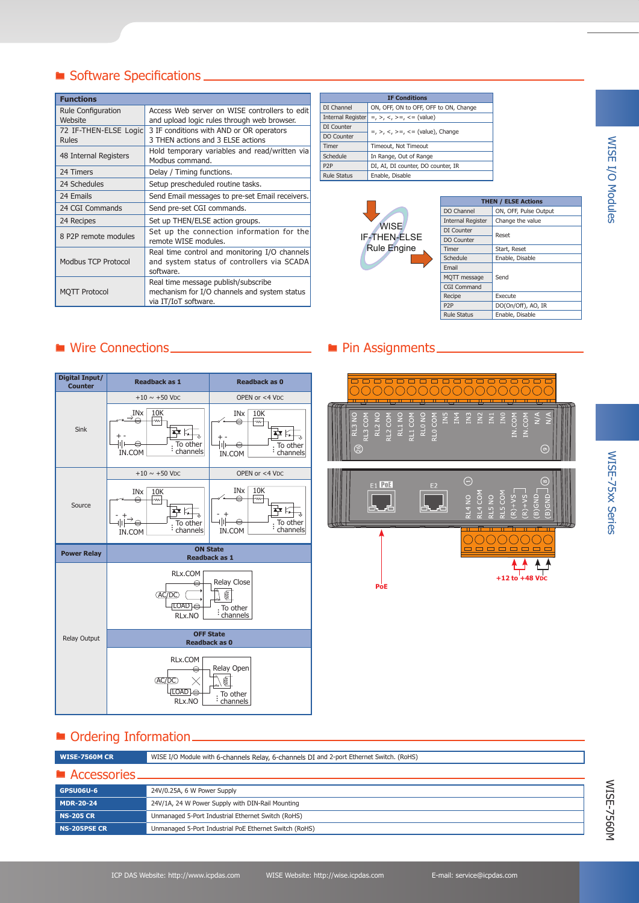## Software Specifications

| Functions | |
|---|---|
| Rule Configuration Website | Access Web server on WISE controllers to edit and upload logic rules through web browser. |
| 72 IF-THEN-ELSE Logic Rules | 3 IF conditions with AND or OR operators<br>3 THEN actions and 3 ELSE actions |
| 48 Internal Registers | Hold temporary variables and read/written via Modbus command. |
| 24 Timers | Delay / Timing functions. |
| 24 Schedules | Setup prescheduled routine tasks. |
| 24 Emails | Send Email messages to pre-set Email receivers. |
| 24 CGI Commands | Send pre-set CGI commands. |
| 24 Recipes | Set up THEN/ELSE action groups. |
| 8 P2P remote modules | Set up the connection information for the remote WISE modules. |
| Modbus TCP Protocol | Real time control and monitoring I/O channels and system status of controllers via SCADA software. |
| MQTT Protocol | Real time message publish/subscribe mechanism for I/O channels and system status via IT/IoT software. |

| IF Conditions | |
|---|---|
| DI Channel | ON, OFF, ON to OFF, OFF to ON, Change |
| Internal Register | =, >, <, >=, <= (value) |
| DI Counter | =, >, <, >=, <= (value), Change |
| DO Counter | =, >, <, >=, <= (value), Change |
| Timer | Timeout, Not Timeout |
| Schedule | In Range, Out of Range |
| P2P | DI, AI, DI counter, DO counter, IR |
| Rule Status | Enable, Disable |

WISE IF-THEN-ELSE Rule Engine

| THEN / ELSE Actions | |
|---|---|
| DO Channel | ON, OFF, Pulse Output |
| Internal Register | Change the value |
| DI Counter | Reset |
| DO Counter | Reset |
| Timer | Start, Reset |
| Schedule | Enable, Disable |
| Email | Send |
| MQTT message | Send |
| CGI Command | Send |
| Recipe | Execute |
| P2P | DO(On/Off), AO, IR |
| Rule Status | Enable, Disable |

## Wire Connections

| Digital Input/ Counter | Readback as 1 | Readback as 0 |
|---|---|---|
| Sink | +10 ~ +50 VDC | OPEN or <4 VDC |
| Source | +10 ~ +50 VDC | OPEN or <4 VDC |
| **Power Relay** | **ON State Readback as 1** | |
| Relay Output | Relay Close | |
| | **OFF State Readback as 0** | |
| | Relay Open | |

INx
10K
IN.COM
To other channels
RLx.COM
AC/DC
LOAD
RLx.NO

## Pin Assignments

RL3 NO, RL3 COM, RL2 NO, RL2 COM, RL1 NO, RL1 COM, RL0 NO, RL0 COM, IN5, IN4, IN3, IN2, IN1, IN0, IN.COM, IN.COM, N/A, N/A

26, 9

E1 PoE, E2

RL4 NO, RL4 COM, RL5 NO, RL5 COM, (R)+VS, (R)+VS, (B)GND, (B)GND

1, 8

PoE

+12 to +48 VDC

## Ordering Information

| | |
|---|---|
| WISE-7560M CR | WISE I/O Module with 6-channels Relay, 6-channels DI and 2-port Ethernet Switch. (RoHS) |

## Accessories

| | |
|---|---|
| GPSU06U-6 | 24V/0.25A, 6 W Power Supply |
| MDR-20-24 | 24V/1A, 24 W Power Supply with DIN-Rail Mounting |
| NS-205 CR | Unmanaged 5-Port Industrial Ethernet Switch (RoHS) |
| NS-205PSE CR | Unmanaged 5-Port Industrial PoE Ethernet Switch (RoHS) |